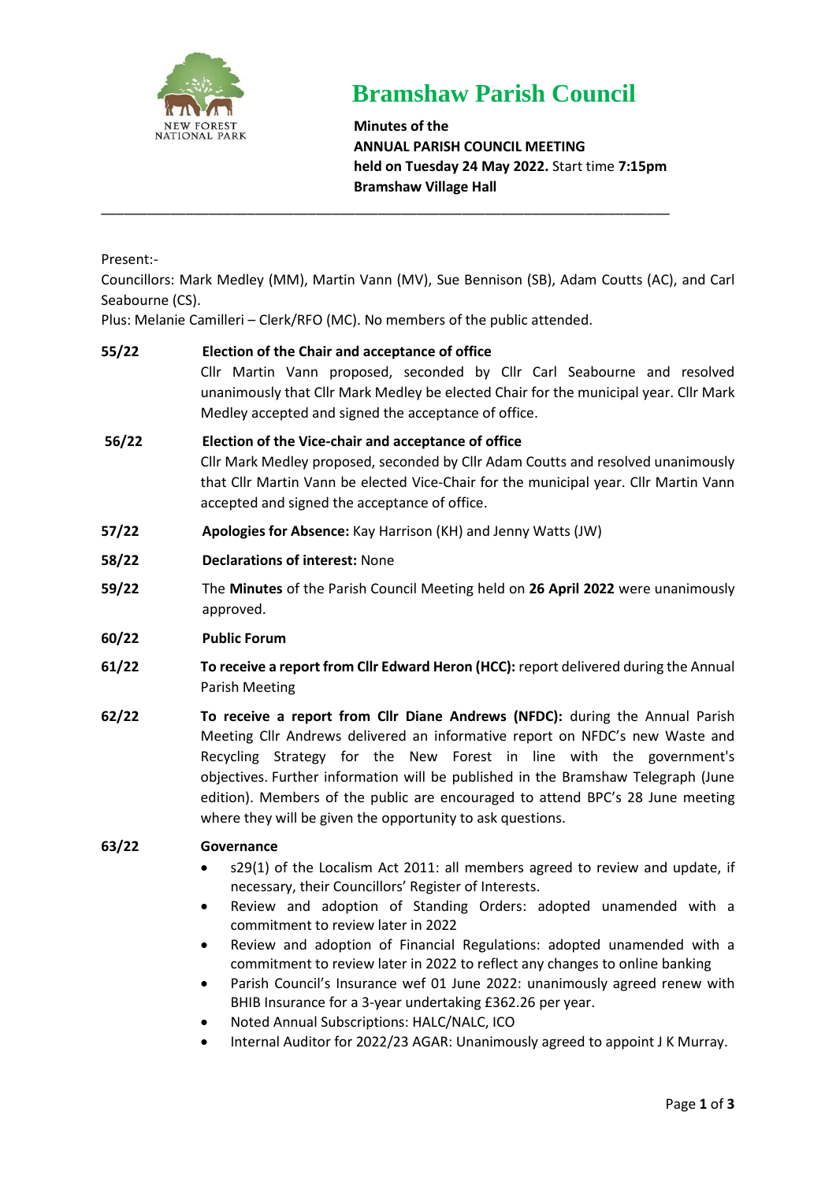# Bramshaw Parish Council

**Minutes of the**
**ANNUAL PARISH COUNCIL MEETING**
**held on Tuesday 24 May 2022.** Start time **7:15pm**
**Bramshaw Village Hall**

---

Present:-
Councillors: Mark Medley (MM), Martin Vann (MV), Sue Bennison (SB), Adam Coutts (AC), and Carl Seabourne (CS).
Plus: Melanie Camilleri – Clerk/RFO (MC). No members of the public attended.

**55/22** **Election of the Chair and acceptance of office**
Cllr Martin Vann proposed, seconded by Cllr Carl Seabourne and resolved unanimously that Cllr Mark Medley be elected Chair for the municipal year. Cllr Mark Medley accepted and signed the acceptance of office.

**56/22** **Election of the Vice-chair and acceptance of office**
Cllr Mark Medley proposed, seconded by Cllr Adam Coutts and resolved unanimously that Cllr Martin Vann be elected Vice-Chair for the municipal year. Cllr Martin Vann accepted and signed the acceptance of office.

**57/22** **Apologies for Absence:** Kay Harrison (KH) and Jenny Watts (JW)

**58/22** **Declarations of interest:** None

**59/22** The **Minutes** of the Parish Council Meeting held on **26 April 2022** were unanimously approved.

**60/22** **Public Forum**

**61/22** **To receive a report from Cllr Edward Heron (HCC):** report delivered during the Annual Parish Meeting

**62/22** **To receive a report from Cllr Diane Andrews (NFDC):** during the Annual Parish Meeting Cllr Andrews delivered an informative report on NFDC's new Waste and Recycling Strategy for the New Forest in line with the government's objectives. Further information will be published in the Bramshaw Telegraph (June edition). Members of the public are encouraged to attend BPC's 28 June meeting where they will be given the opportunity to ask questions.

**63/22** **Governance**

- s29(1) of the Localism Act 2011: all members agreed to review and update, if necessary, their Councillors' Register of Interests.
- Review and adoption of Standing Orders: adopted unamended with a commitment to review later in 2022
- Review and adoption of Financial Regulations: adopted unamended with a commitment to review later in 2022 to reflect any changes to online banking
- Parish Council's Insurance wef 01 June 2022: unanimously agreed renew with BHIB Insurance for a 3-year undertaking £362.26 per year.
- Noted Annual Subscriptions: HALC/NALC, ICO
- Internal Auditor for 2022/23 AGAR: Unanimously agreed to appoint J K Murray.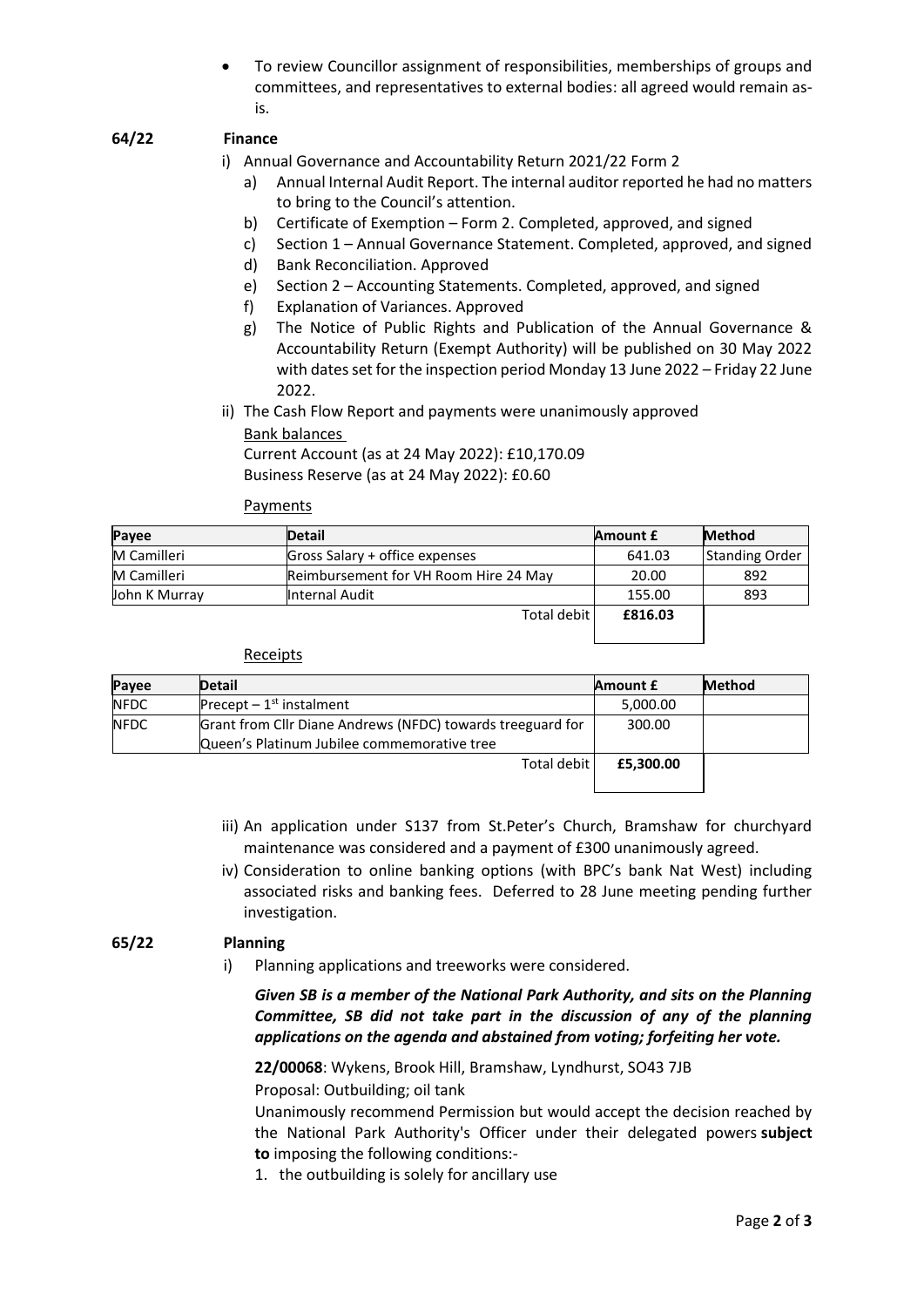- To review Councillor assignment of responsibilities, memberships of groups and committees, and representatives to external bodies: all agreed would remain as-is.

**64/22 Finance**

i) Annual Governance and Accountability Return 2021/22 Form 2
   a) Annual Internal Audit Report. The internal auditor reported he had no matters to bring to the Council's attention.
   b) Certificate of Exemption – Form 2. Completed, approved, and signed
   c) Section 1 – Annual Governance Statement. Completed, approved, and signed
   d) Bank Reconciliation. Approved
   e) Section 2 – Accounting Statements. Completed, approved, and signed
   f) Explanation of Variances. Approved
   g) The Notice of Public Rights and Publication of the Annual Governance & Accountability Return (Exempt Authority) will be published on 30 May 2022 with dates set for the inspection period Monday 13 June 2022 – Friday 22 June 2022.

ii) The Cash Flow Report and payments were unanimously approved

Bank balances

Current Account (as at 24 May 2022): £10,170.09
Business Reserve (as at 24 May 2022): £0.60

Payments

| Payee | Detail | Amount £ | Method |
|---|---|---|---|
| M Camilleri | Gross Salary + office expenses | 641.03 | Standing Order |
| M Camilleri | Reimbursement for VH Room Hire 24 May | 20.00 | 892 |
| John K Murray | Internal Audit | 155.00 | 893 |
| | Total debit | **£816.03** | |

Receipts

| Payee | Detail | Amount £ | Method |
|---|---|---|---|
| NFDC | Precept – 1st instalment | 5,000.00 | |
| NFDC | Grant from Cllr Diane Andrews (NFDC) towards treeguard for Queen's Platinum Jubilee commemorative tree | 300.00 | |
| | Total debit | **£5,300.00** | |

iii) An application under S137 from St.Peter's Church, Bramshaw for churchyard maintenance was considered and a payment of £300 unanimously agreed.

iv) Consideration to online banking options (with BPC's bank Nat West) including associated risks and banking fees. Deferred to 28 June meeting pending further investigation.

**65/22 Planning**

i) Planning applications and treeworks were considered.

***Given SB is a member of the National Park Authority, and sits on the Planning Committee, SB did not take part in the discussion of any of the planning applications on the agenda and abstained from voting; forfeiting her vote.***

**22/00068**: Wykens, Brook Hill, Bramshaw, Lyndhurst, SO43 7JB

Proposal: Outbuilding; oil tank

Unanimously recommend Permission but would accept the decision reached by the National Park Authority's Officer under their delegated powers **subject to** imposing the following conditions:-

1. the outbuilding is solely for ancillary use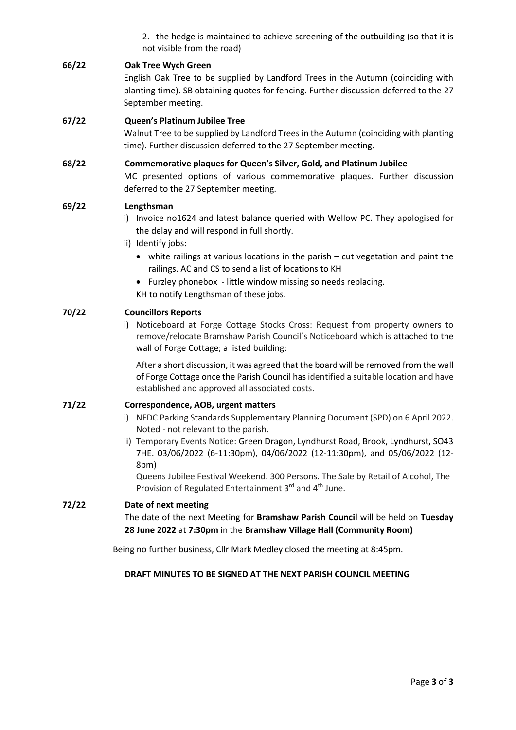2. the hedge is maintained to achieve screening of the outbuilding (so that it is not visible from the road)

**66/22 Oak Tree Wych Green**

English Oak Tree to be supplied by Landford Trees in the Autumn (coinciding with planting time). SB obtaining quotes for fencing. Further discussion deferred to the 27 September meeting.

**67/22 Queen's Platinum Jubilee Tree**

Walnut Tree to be supplied by Landford Trees in the Autumn (coinciding with planting time). Further discussion deferred to the 27 September meeting.

**68/22 Commemorative plaques for Queen's Silver, Gold, and Platinum Jubilee**

MC presented options of various commemorative plaques. Further discussion deferred to the 27 September meeting.

**69/22 Lengthsman**

i) Invoice no1624 and latest balance queried with Wellow PC. They apologised for the delay and will respond in full shortly.

ii) Identify jobs:

- white railings at various locations in the parish – cut vegetation and paint the railings. AC and CS to send a list of locations to KH
- Furzley phonebox - little window missing so needs replacing.

KH to notify Lengthsman of these jobs.

**70/22 Councillors Reports**

i) Noticeboard at Forge Cottage Stocks Cross: Request from property owners to remove/relocate Bramshaw Parish Council's Noticeboard which is attached to the wall of Forge Cottage; a listed building:

After a short discussion, it was agreed that the board will be removed from the wall of Forge Cottage once the Parish Council has identified a suitable location and have established and approved all associated costs.

**71/22 Correspondence, AOB, urgent matters**

i) NFDC Parking Standards Supplementary Planning Document (SPD) on 6 April 2022. Noted - not relevant to the parish.

ii) Temporary Events Notice: Green Dragon, Lyndhurst Road, Brook, Lyndhurst, SO43 7HE. 03/06/2022 (6-11:30pm), 04/06/2022 (12-11:30pm), and 05/06/2022 (12-8pm)

Queens Jubilee Festival Weekend. 300 Persons. The Sale by Retail of Alcohol, The Provision of Regulated Entertainment 3rd and 4th June.

**72/22 Date of next meeting**

The date of the next Meeting for **Bramshaw Parish Council** will be held on **Tuesday 28 June 2022** at **7:30pm** in the **Bramshaw Village Hall (Community Room)**

Being no further business, Cllr Mark Medley closed the meeting at 8:45pm.

**DRAFT MINUTES TO BE SIGNED AT THE NEXT PARISH COUNCIL MEETING**